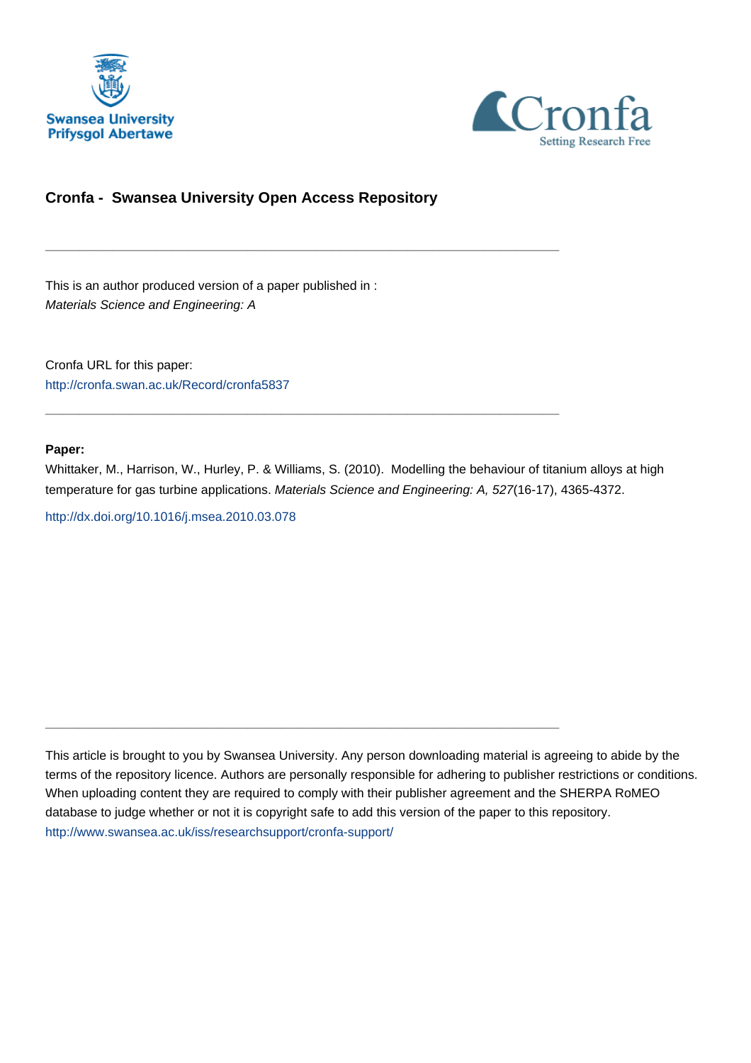Swansea University
Prifysgol Abertawe

Cronfa
Setting Research Free

## Cronfa - Swansea University Open Access Repository

---

This is an author produced version of a paper published in :
*Materials Science and Engineering: A*

Cronfa URL for this paper:
http://cronfa.swan.ac.uk/Record/cronfa5837

---

**Paper:**
Whittaker, M., Harrison, W., Hurley, P. & Williams, S. (2010). Modelling the behaviour of titanium alloys at high temperature for gas turbine applications. *Materials Science and Engineering: A, 527*(16-17), 4365-4372.

http://dx.doi.org/10.1016/j.msea.2010.03.078

---

This article is brought to you by Swansea University. Any person downloading material is agreeing to abide by the terms of the repository licence. Authors are personally responsible for adhering to publisher restrictions or conditions. When uploading content they are required to comply with their publisher agreement and the SHERPA RoMEO database to judge whether or not it is copyright safe to add this version of the paper to this repository.
http://www.swansea.ac.uk/iss/researchsupport/cronfa-support/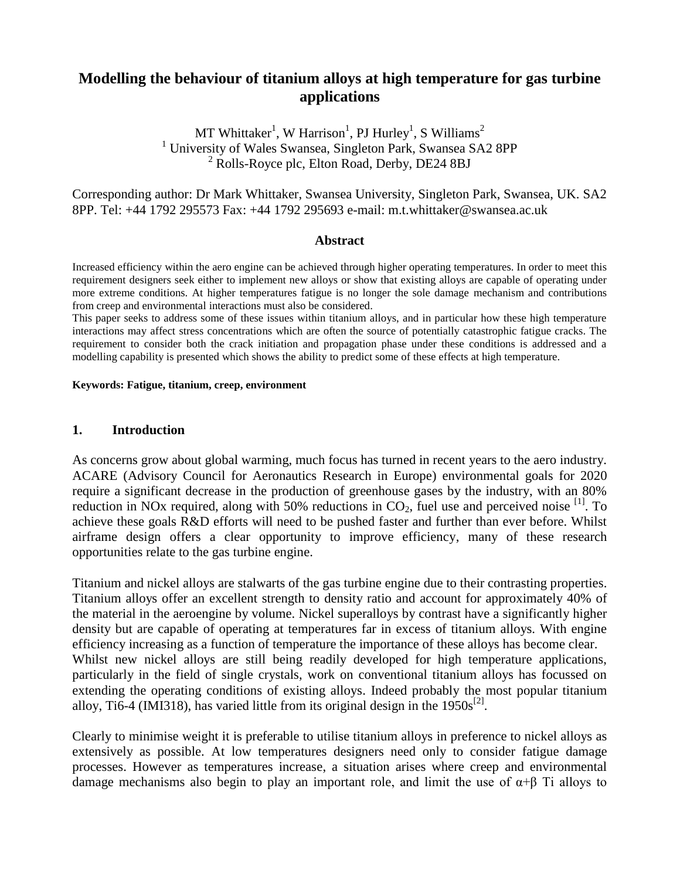# Modelling the behaviour of titanium alloys at high temperature for gas turbine applications

MT Whittaker[1], W Harrison[1], PJ Hurley[1], S Williams[2]
[1] University of Wales Swansea, Singleton Park, Swansea SA2 8PP
[2] Rolls-Royce plc, Elton Road, Derby, DE24 8BJ

Corresponding author: Dr Mark Whittaker, Swansea University, Singleton Park, Swansea, UK. SA2 8PP. Tel: +44 1792 295573 Fax: +44 1792 295693 e-mail: m.t.whittaker@swansea.ac.uk

## Abstract

Increased efficiency within the aero engine can be achieved through higher operating temperatures. In order to meet this requirement designers seek either to implement new alloys or show that existing alloys are capable of operating under more extreme conditions. At higher temperatures fatigue is no longer the sole damage mechanism and contributions from creep and environmental interactions must also be considered.

This paper seeks to address some of these issues within titanium alloys, and in particular how these high temperature interactions may affect stress concentrations which are often the source of potentially catastrophic fatigue cracks. The requirement to consider both the crack initiation and propagation phase under these conditions is addressed and a modelling capability is presented which shows the ability to predict some of these effects at high temperature.

**Keywords: Fatigue, titanium, creep, environment**

## 1. Introduction

As concerns grow about global warming, much focus has turned in recent years to the aero industry. ACARE (Advisory Council for Aeronautics Research in Europe) environmental goals for 2020 require a significant decrease in the production of greenhouse gases by the industry, with an 80% reduction in NOx required, along with 50% reductions in $CO_2$, fuel use and perceived noise [1]. To achieve these goals R&D efforts will need to be pushed faster and further than ever before. Whilst airframe design offers a clear opportunity to improve efficiency, many of these research opportunities relate to the gas turbine engine.

Titanium and nickel alloys are stalwarts of the gas turbine engine due to their contrasting properties. Titanium alloys offer an excellent strength to density ratio and account for approximately 40% of the material in the aeroengine by volume. Nickel superalloys by contrast have a significantly higher density but are capable of operating at temperatures far in excess of titanium alloys. With engine efficiency increasing as a function of temperature the importance of these alloys has become clear.
Whilst new nickel alloys are still being readily developed for high temperature applications, particularly in the field of single crystals, work on conventional titanium alloys has focussed on extending the operating conditions of existing alloys. Indeed probably the most popular titanium alloy, Ti6-4 (IMI318), has varied little from its original design in the 1950s[2].

Clearly to minimise weight it is preferable to utilise titanium alloys in preference to nickel alloys as extensively as possible. At low temperatures designers need only to consider fatigue damage processes. However as temperatures increase, a situation arises where creep and environmental damage mechanisms also begin to play an important role, and limit the use of α+β Ti alloys to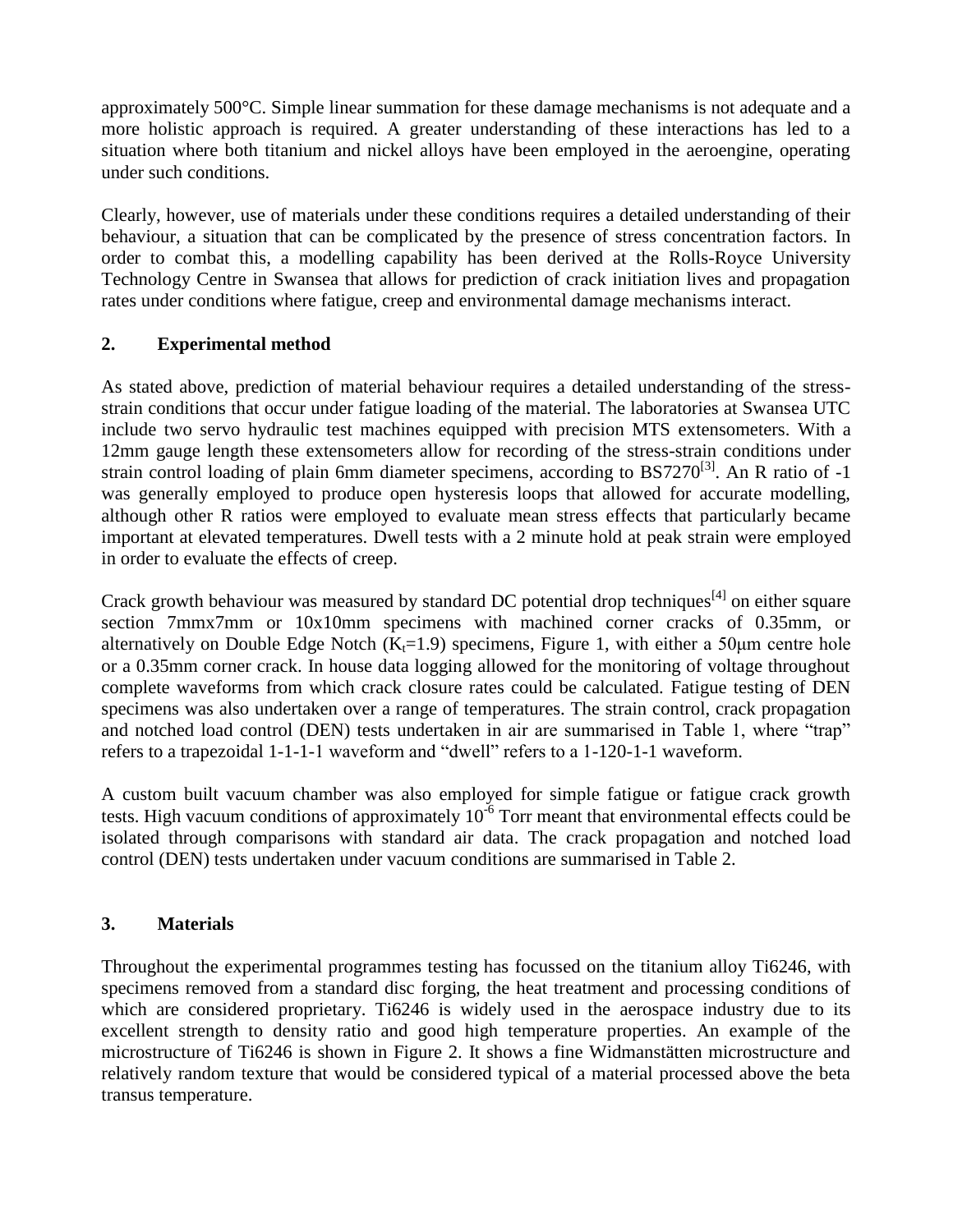approximately 500°C. Simple linear summation for these damage mechanisms is not adequate and a more holistic approach is required. A greater understanding of these interactions has led to a situation where both titanium and nickel alloys have been employed in the aeroengine, operating under such conditions.

Clearly, however, use of materials under these conditions requires a detailed understanding of their behaviour, a situation that can be complicated by the presence of stress concentration factors. In order to combat this, a modelling capability has been derived at the Rolls-Royce University Technology Centre in Swansea that allows for prediction of crack initiation lives and propagation rates under conditions where fatigue, creep and environmental damage mechanisms interact.

## 2. Experimental method

As stated above, prediction of material behaviour requires a detailed understanding of the stress-strain conditions that occur under fatigue loading of the material. The laboratories at Swansea UTC include two servo hydraulic test machines equipped with precision MTS extensometers. With a 12mm gauge length these extensometers allow for recording of the stress-strain conditions under strain control loading of plain 6mm diameter specimens, according to BS7270[3]. An R ratio of -1 was generally employed to produce open hysteresis loops that allowed for accurate modelling, although other R ratios were employed to evaluate mean stress effects that particularly became important at elevated temperatures. Dwell tests with a 2 minute hold at peak strain were employed in order to evaluate the effects of creep.

Crack growth behaviour was measured by standard DC potential drop techniques[4] on either square section 7mmx7mm or 10x10mm specimens with machined corner cracks of 0.35mm, or alternatively on Double Edge Notch ($K_t$=1.9) specimens, Figure 1, with either a 50μm centre hole or a 0.35mm corner crack. In house data logging allowed for the monitoring of voltage throughout complete waveforms from which crack closure rates could be calculated. Fatigue testing of DEN specimens was also undertaken over a range of temperatures. The strain control, crack propagation and notched load control (DEN) tests undertaken in air are summarised in Table 1, where "trap" refers to a trapezoidal 1-1-1-1 waveform and "dwell" refers to a 1-120-1-1 waveform.

A custom built vacuum chamber was also employed for simple fatigue or fatigue crack growth tests. High vacuum conditions of approximately $10^{-6}$ Torr meant that environmental effects could be isolated through comparisons with standard air data. The crack propagation and notched load control (DEN) tests undertaken under vacuum conditions are summarised in Table 2.

## 3. Materials

Throughout the experimental programmes testing has focussed on the titanium alloy Ti6246, with specimens removed from a standard disc forging, the heat treatment and processing conditions of which are considered proprietary. Ti6246 is widely used in the aerospace industry due to its excellent strength to density ratio and good high temperature properties. An example of the microstructure of Ti6246 is shown in Figure 2. It shows a fine Widmanstätten microstructure and relatively random texture that would be considered typical of a material processed above the beta transus temperature.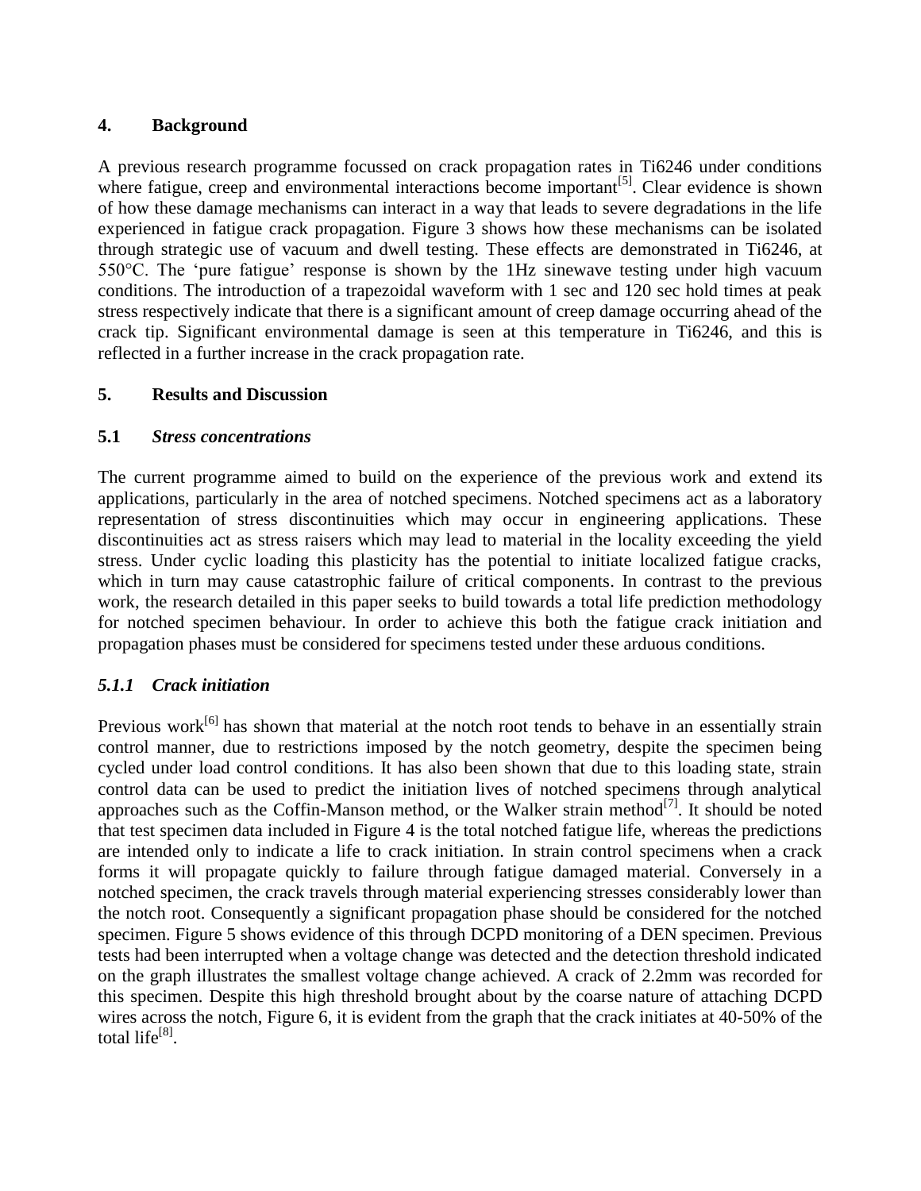## 4. Background

A previous research programme focussed on crack propagation rates in Ti6246 under conditions where fatigue, creep and environmental interactions become important[5]. Clear evidence is shown of how these damage mechanisms can interact in a way that leads to severe degradations in the life experienced in fatigue crack propagation. Figure 3 shows how these mechanisms can be isolated through strategic use of vacuum and dwell testing. These effects are demonstrated in Ti6246, at 550°C. The 'pure fatigue' response is shown by the 1Hz sinewave testing under high vacuum conditions. The introduction of a trapezoidal waveform with 1 sec and 120 sec hold times at peak stress respectively indicate that there is a significant amount of creep damage occurring ahead of the crack tip. Significant environmental damage is seen at this temperature in Ti6246, and this is reflected in a further increase in the crack propagation rate.

## 5. Results and Discussion

### 5.1 *Stress concentrations*

The current programme aimed to build on the experience of the previous work and extend its applications, particularly in the area of notched specimens. Notched specimens act as a laboratory representation of stress discontinuities which may occur in engineering applications. These discontinuities act as stress raisers which may lead to material in the locality exceeding the yield stress. Under cyclic loading this plasticity has the potential to initiate localized fatigue cracks, which in turn may cause catastrophic failure of critical components. In contrast to the previous work, the research detailed in this paper seeks to build towards a total life prediction methodology for notched specimen behaviour. In order to achieve this both the fatigue crack initiation and propagation phases must be considered for specimens tested under these arduous conditions.

#### *5.1.1 Crack initiation*

Previous work[6] has shown that material at the notch root tends to behave in an essentially strain control manner, due to restrictions imposed by the notch geometry, despite the specimen being cycled under load control conditions. It has also been shown that due to this loading state, strain control data can be used to predict the initiation lives of notched specimens through analytical approaches such as the Coffin-Manson method, or the Walker strain method[7]. It should be noted that test specimen data included in Figure 4 is the total notched fatigue life, whereas the predictions are intended only to indicate a life to crack initiation. In strain control specimens when a crack forms it will propagate quickly to failure through fatigue damaged material. Conversely in a notched specimen, the crack travels through material experiencing stresses considerably lower than the notch root. Consequently a significant propagation phase should be considered for the notched specimen. Figure 5 shows evidence of this through DCPD monitoring of a DEN specimen. Previous tests had been interrupted when a voltage change was detected and the detection threshold indicated on the graph illustrates the smallest voltage change achieved. A crack of 2.2mm was recorded for this specimen. Despite this high threshold brought about by the coarse nature of attaching DCPD wires across the notch, Figure 6, it is evident from the graph that the crack initiates at 40-50% of the total life[8].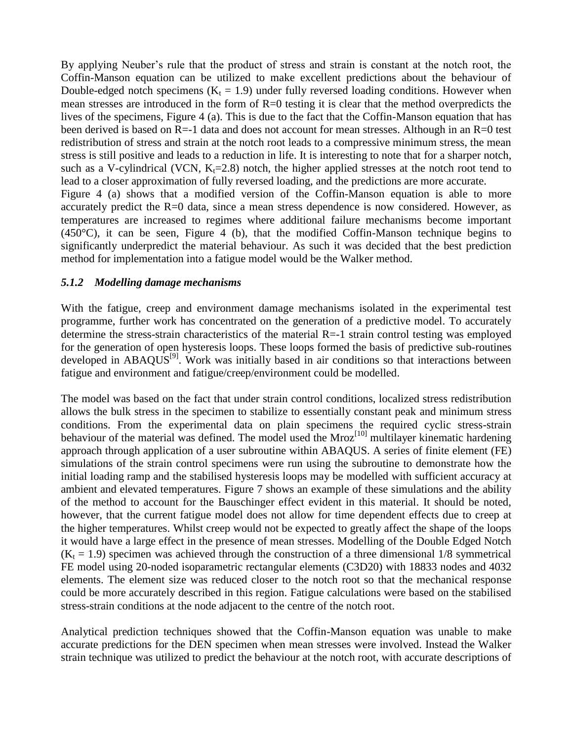By applying Neuber's rule that the product of stress and strain is constant at the notch root, the Coffin-Manson equation can be utilized to make excellent predictions about the behaviour of Double-edged notch specimens ($K_t = 1.9$) under fully reversed loading conditions. However when mean stresses are introduced in the form of R=0 testing it is clear that the method overpredicts the lives of the specimens, Figure 4 (a). This is due to the fact that the Coffin-Manson equation that has been derived is based on R=-1 data and does not account for mean stresses. Although in an R=0 test redistribution of stress and strain at the notch root leads to a compressive minimum stress, the mean stress is still positive and leads to a reduction in life. It is interesting to note that for a sharper notch, such as a V-cylindrical (VCN, $K_t$=2.8) notch, the higher applied stresses at the notch root tend to lead to a closer approximation of fully reversed loading, and the predictions are more accurate.

Figure 4 (a) shows that a modified version of the Coffin-Manson equation is able to more accurately predict the R=0 data, since a mean stress dependence is now considered. However, as temperatures are increased to regimes where additional failure mechanisms become important (450°C), it can be seen, Figure 4 (b), that the modified Coffin-Manson technique begins to significantly underpredict the material behaviour. As such it was decided that the best prediction method for implementation into a fatigue model would be the Walker method.

### *5.1.2 Modelling damage mechanisms*

With the fatigue, creep and environment damage mechanisms isolated in the experimental test programme, further work has concentrated on the generation of a predictive model. To accurately determine the stress-strain characteristics of the material R=-1 strain control testing was employed for the generation of open hysteresis loops. These loops formed the basis of predictive sub-routines developed in ABAQUS[9]. Work was initially based in air conditions so that interactions between fatigue and environment and fatigue/creep/environment could be modelled.

The model was based on the fact that under strain control conditions, localized stress redistribution allows the bulk stress in the specimen to stabilize to essentially constant peak and minimum stress conditions. From the experimental data on plain specimens the required cyclic stress-strain behaviour of the material was defined. The model used the Mroz[10] multilayer kinematic hardening approach through application of a user subroutine within ABAQUS. A series of finite element (FE) simulations of the strain control specimens were run using the subroutine to demonstrate how the initial loading ramp and the stabilised hysteresis loops may be modelled with sufficient accuracy at ambient and elevated temperatures. Figure 7 shows an example of these simulations and the ability of the method to account for the Bauschinger effect evident in this material. It should be noted, however, that the current fatigue model does not allow for time dependent effects due to creep at the higher temperatures. Whilst creep would not be expected to greatly affect the shape of the loops it would have a large effect in the presence of mean stresses. Modelling of the Double Edged Notch ($K_t = 1.9$) specimen was achieved through the construction of a three dimensional 1/8 symmetrical FE model using 20-noded isoparametric rectangular elements (C3D20) with 18833 nodes and 4032 elements. The element size was reduced closer to the notch root so that the mechanical response could be more accurately described in this region. Fatigue calculations were based on the stabilised stress-strain conditions at the node adjacent to the centre of the notch root.

Analytical prediction techniques showed that the Coffin-Manson equation was unable to make accurate predictions for the DEN specimen when mean stresses were involved. Instead the Walker strain technique was utilized to predict the behaviour at the notch root, with accurate descriptions of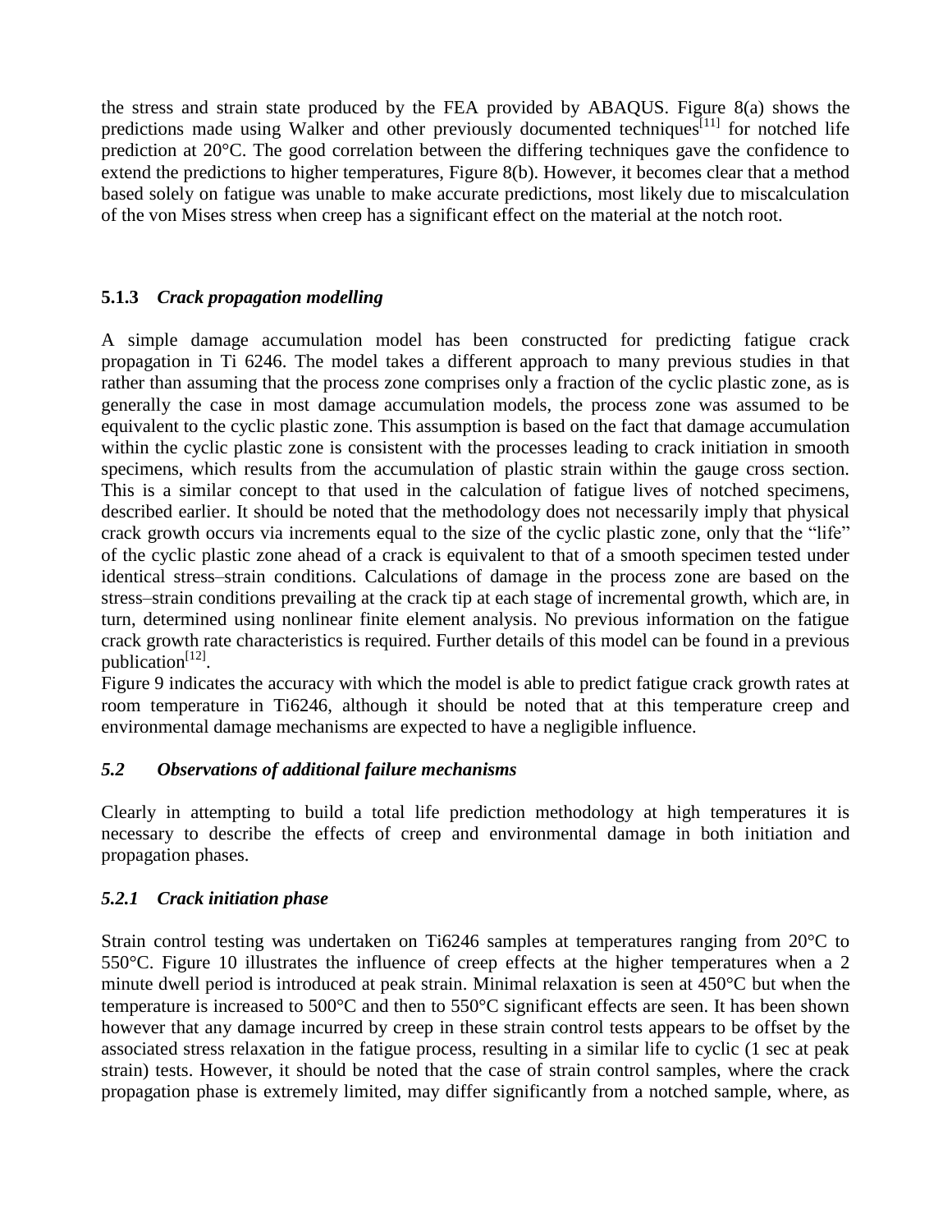the stress and strain state produced by the FEA provided by ABAQUS. Figure 8(a) shows the predictions made using Walker and other previously documented techniques[11] for notched life prediction at 20°C. The good correlation between the differing techniques gave the confidence to extend the predictions to higher temperatures, Figure 8(b). However, it becomes clear that a method based solely on fatigue was unable to make accurate predictions, most likely due to miscalculation of the von Mises stress when creep has a significant effect on the material at the notch root.

### 5.1.3 *Crack propagation modelling*

A simple damage accumulation model has been constructed for predicting fatigue crack propagation in Ti 6246. The model takes a different approach to many previous studies in that rather than assuming that the process zone comprises only a fraction of the cyclic plastic zone, as is generally the case in most damage accumulation models, the process zone was assumed to be equivalent to the cyclic plastic zone. This assumption is based on the fact that damage accumulation within the cyclic plastic zone is consistent with the processes leading to crack initiation in smooth specimens, which results from the accumulation of plastic strain within the gauge cross section. This is a similar concept to that used in the calculation of fatigue lives of notched specimens, described earlier. It should be noted that the methodology does not necessarily imply that physical crack growth occurs via increments equal to the size of the cyclic plastic zone, only that the "life" of the cyclic plastic zone ahead of a crack is equivalent to that of a smooth specimen tested under identical stress–strain conditions. Calculations of damage in the process zone are based on the stress–strain conditions prevailing at the crack tip at each stage of incremental growth, which are, in turn, determined using nonlinear finite element analysis. No previous information on the fatigue crack growth rate characteristics is required. Further details of this model can be found in a previous publication[12].

Figure 9 indicates the accuracy with which the model is able to predict fatigue crack growth rates at room temperature in Ti6246, although it should be noted that at this temperature creep and environmental damage mechanisms are expected to have a negligible influence.

## *5.2 Observations of additional failure mechanisms*

Clearly in attempting to build a total life prediction methodology at high temperatures it is necessary to describe the effects of creep and environmental damage in both initiation and propagation phases.

### *5.2.1 Crack initiation phase*

Strain control testing was undertaken on Ti6246 samples at temperatures ranging from 20°C to 550°C. Figure 10 illustrates the influence of creep effects at the higher temperatures when a 2 minute dwell period is introduced at peak strain. Minimal relaxation is seen at 450°C but when the temperature is increased to 500°C and then to 550°C significant effects are seen. It has been shown however that any damage incurred by creep in these strain control tests appears to be offset by the associated stress relaxation in the fatigue process, resulting in a similar life to cyclic (1 sec at peak strain) tests. However, it should be noted that the case of strain control samples, where the crack propagation phase is extremely limited, may differ significantly from a notched sample, where, as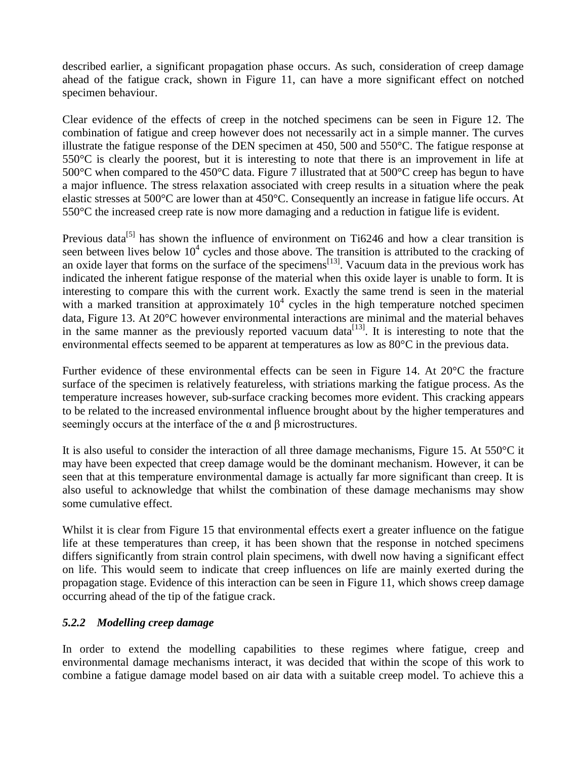described earlier, a significant propagation phase occurs. As such, consideration of creep damage ahead of the fatigue crack, shown in Figure 11, can have a more significant effect on notched specimen behaviour.

Clear evidence of the effects of creep in the notched specimens can be seen in Figure 12. The combination of fatigue and creep however does not necessarily act in a simple manner. The curves illustrate the fatigue response of the DEN specimen at 450, 500 and 550°C. The fatigue response at 550°C is clearly the poorest, but it is interesting to note that there is an improvement in life at 500°C when compared to the 450°C data. Figure 7 illustrated that at 500°C creep has begun to have a major influence. The stress relaxation associated with creep results in a situation where the peak elastic stresses at 500°C are lower than at 450°C. Consequently an increase in fatigue life occurs. At 550°C the increased creep rate is now more damaging and a reduction in fatigue life is evident.

Previous data[5] has shown the influence of environment on Ti6246 and how a clear transition is seen between lives below $10^4$ cycles and those above. The transition is attributed to the cracking of an oxide layer that forms on the surface of the specimens[13]. Vacuum data in the previous work has indicated the inherent fatigue response of the material when this oxide layer is unable to form. It is interesting to compare this with the current work. Exactly the same trend is seen in the material with a marked transition at approximately $10^4$ cycles in the high temperature notched specimen data, Figure 13. At 20°C however environmental interactions are minimal and the material behaves in the same manner as the previously reported vacuum data[13]. It is interesting to note that the environmental effects seemed to be apparent at temperatures as low as 80°C in the previous data.

Further evidence of these environmental effects can be seen in Figure 14. At 20°C the fracture surface of the specimen is relatively featureless, with striations marking the fatigue process. As the temperature increases however, sub-surface cracking becomes more evident. This cracking appears to be related to the increased environmental influence brought about by the higher temperatures and seemingly occurs at the interface of the $\alpha$ and $\beta$ microstructures.

It is also useful to consider the interaction of all three damage mechanisms, Figure 15. At 550°C it may have been expected that creep damage would be the dominant mechanism. However, it can be seen that at this temperature environmental damage is actually far more significant than creep. It is also useful to acknowledge that whilst the combination of these damage mechanisms may show some cumulative effect.

Whilst it is clear from Figure 15 that environmental effects exert a greater influence on the fatigue life at these temperatures than creep, it has been shown that the response in notched specimens differs significantly from strain control plain specimens, with dwell now having a significant effect on life. This would seem to indicate that creep influences on life are mainly exerted during the propagation stage. Evidence of this interaction can be seen in Figure 11, which shows creep damage occurring ahead of the tip of the fatigue crack.

### *5.2.2 Modelling creep damage*

In order to extend the modelling capabilities to these regimes where fatigue, creep and environmental damage mechanisms interact, it was decided that within the scope of this work to combine a fatigue damage model based on air data with a suitable creep model. To achieve this a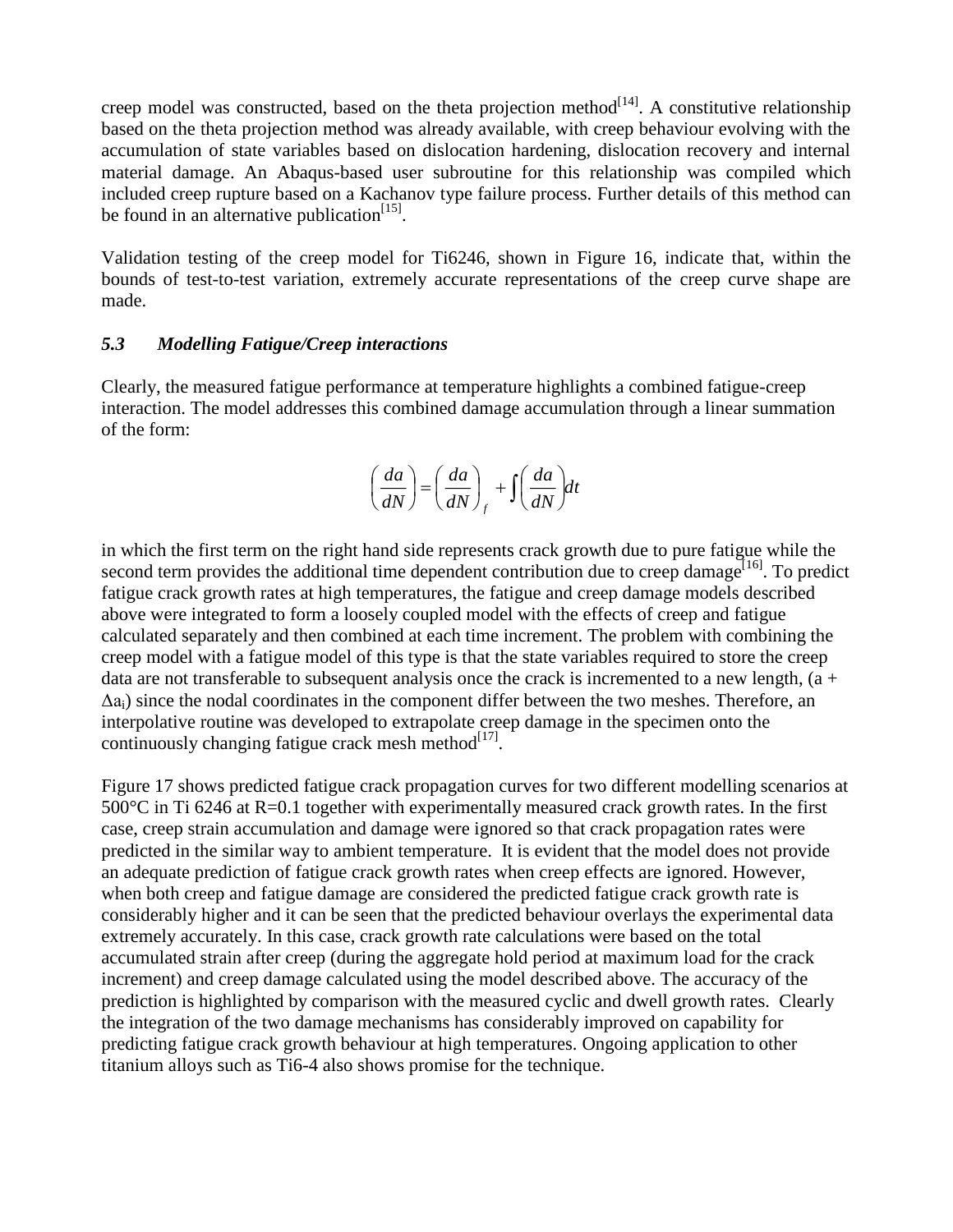creep model was constructed, based on the theta projection method[14]. A constitutive relationship based on the theta projection method was already available, with creep behaviour evolving with the accumulation of state variables based on dislocation hardening, dislocation recovery and internal material damage. An Abaqus-based user subroutine for this relationship was compiled which included creep rupture based on a Kachanov type failure process. Further details of this method can be found in an alternative publication[15].

Validation testing of the creep model for Ti6246, shown in Figure 16, indicate that, within the bounds of test-to-test variation, extremely accurate representations of the creep curve shape are made.

### *5.3 Modelling Fatigue/Creep interactions*

Clearly, the measured fatigue performance at temperature highlights a combined fatigue-creep interaction. The model addresses this combined damage accumulation through a linear summation of the form:

$$\left(\frac{da}{dN}\right) = \left(\frac{da}{dN}\right)_f + \int \left(\frac{da}{dN}\right) dt$$

in which the first term on the right hand side represents crack growth due to pure fatigue while the second term provides the additional time dependent contribution due to creep damage[16]. To predict fatigue crack growth rates at high temperatures, the fatigue and creep damage models described above were integrated to form a loosely coupled model with the effects of creep and fatigue calculated separately and then combined at each time increment. The problem with combining the creep model with a fatigue model of this type is that the state variables required to store the creep data are not transferable to subsequent analysis once the crack is incremented to a new length, ($a + \Delta a_i$) since the nodal coordinates in the component differ between the two meshes. Therefore, an interpolative routine was developed to extrapolate creep damage in the specimen onto the continuously changing fatigue crack mesh method[17].

Figure 17 shows predicted fatigue crack propagation curves for two different modelling scenarios at 500°C in Ti 6246 at R=0.1 together with experimentally measured crack growth rates. In the first case, creep strain accumulation and damage were ignored so that crack propagation rates were predicted in the similar way to ambient temperature. It is evident that the model does not provide an adequate prediction of fatigue crack growth rates when creep effects are ignored. However, when both creep and fatigue damage are considered the predicted fatigue crack growth rate is considerably higher and it can be seen that the predicted behaviour overlays the experimental data extremely accurately. In this case, crack growth rate calculations were based on the total accumulated strain after creep (during the aggregate hold period at maximum load for the crack increment) and creep damage calculated using the model described above. The accuracy of the prediction is highlighted by comparison with the measured cyclic and dwell growth rates. Clearly the integration of the two damage mechanisms has considerably improved on capability for predicting fatigue crack growth behaviour at high temperatures. Ongoing application to other titanium alloys such as Ti6-4 also shows promise for the technique.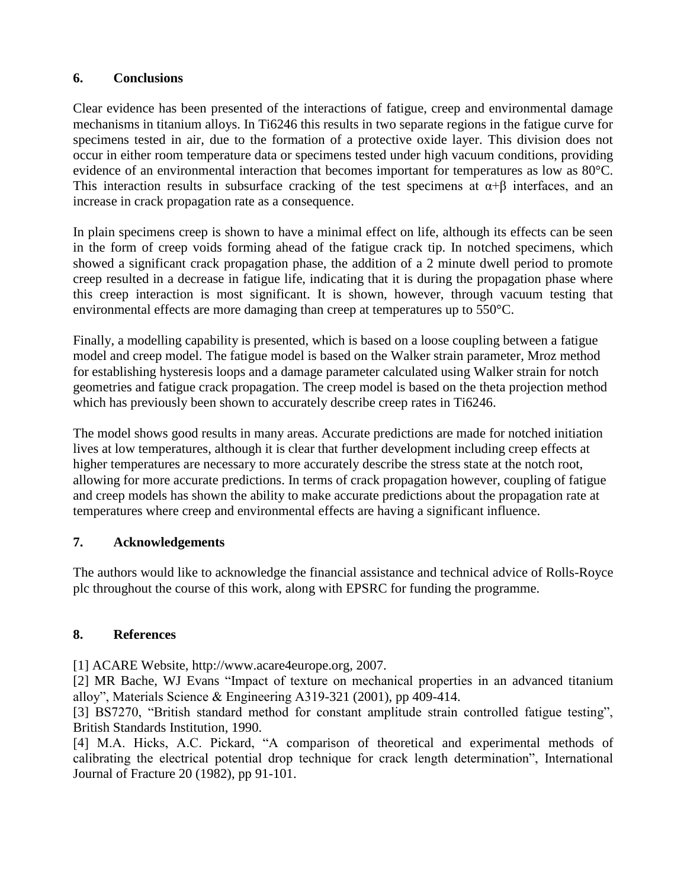## 6. Conclusions

Clear evidence has been presented of the interactions of fatigue, creep and environmental damage mechanisms in titanium alloys. In Ti6246 this results in two separate regions in the fatigue curve for specimens tested in air, due to the formation of a protective oxide layer. This division does not occur in either room temperature data or specimens tested under high vacuum conditions, providing evidence of an environmental interaction that becomes important for temperatures as low as 80°C. This interaction results in subsurface cracking of the test specimens at $\alpha$+$\beta$ interfaces, and an increase in crack propagation rate as a consequence.

In plain specimens creep is shown to have a minimal effect on life, although its effects can be seen in the form of creep voids forming ahead of the fatigue crack tip. In notched specimens, which showed a significant crack propagation phase, the addition of a 2 minute dwell period to promote creep resulted in a decrease in fatigue life, indicating that it is during the propagation phase where this creep interaction is most significant. It is shown, however, through vacuum testing that environmental effects are more damaging than creep at temperatures up to 550°C.

Finally, a modelling capability is presented, which is based on a loose coupling between a fatigue model and creep model. The fatigue model is based on the Walker strain parameter, Mroz method for establishing hysteresis loops and a damage parameter calculated using Walker strain for notch geometries and fatigue crack propagation. The creep model is based on the theta projection method which has previously been shown to accurately describe creep rates in Ti6246.

The model shows good results in many areas. Accurate predictions are made for notched initiation lives at low temperatures, although it is clear that further development including creep effects at higher temperatures are necessary to more accurately describe the stress state at the notch root, allowing for more accurate predictions. In terms of crack propagation however, coupling of fatigue and creep models has shown the ability to make accurate predictions about the propagation rate at temperatures where creep and environmental effects are having a significant influence.

## 7. Acknowledgements

The authors would like to acknowledge the financial assistance and technical advice of Rolls-Royce plc throughout the course of this work, along with EPSRC for funding the programme.

## 8. References

[1] ACARE Website, http://www.acare4europe.org, 2007.

[2] MR Bache, WJ Evans "Impact of texture on mechanical properties in an advanced titanium alloy", Materials Science & Engineering A319-321 (2001), pp 409-414.

[3] BS7270, "British standard method for constant amplitude strain controlled fatigue testing", British Standards Institution, 1990.

[4] M.A. Hicks, A.C. Pickard, "A comparison of theoretical and experimental methods of calibrating the electrical potential drop technique for crack length determination", International Journal of Fracture 20 (1982), pp 91-101.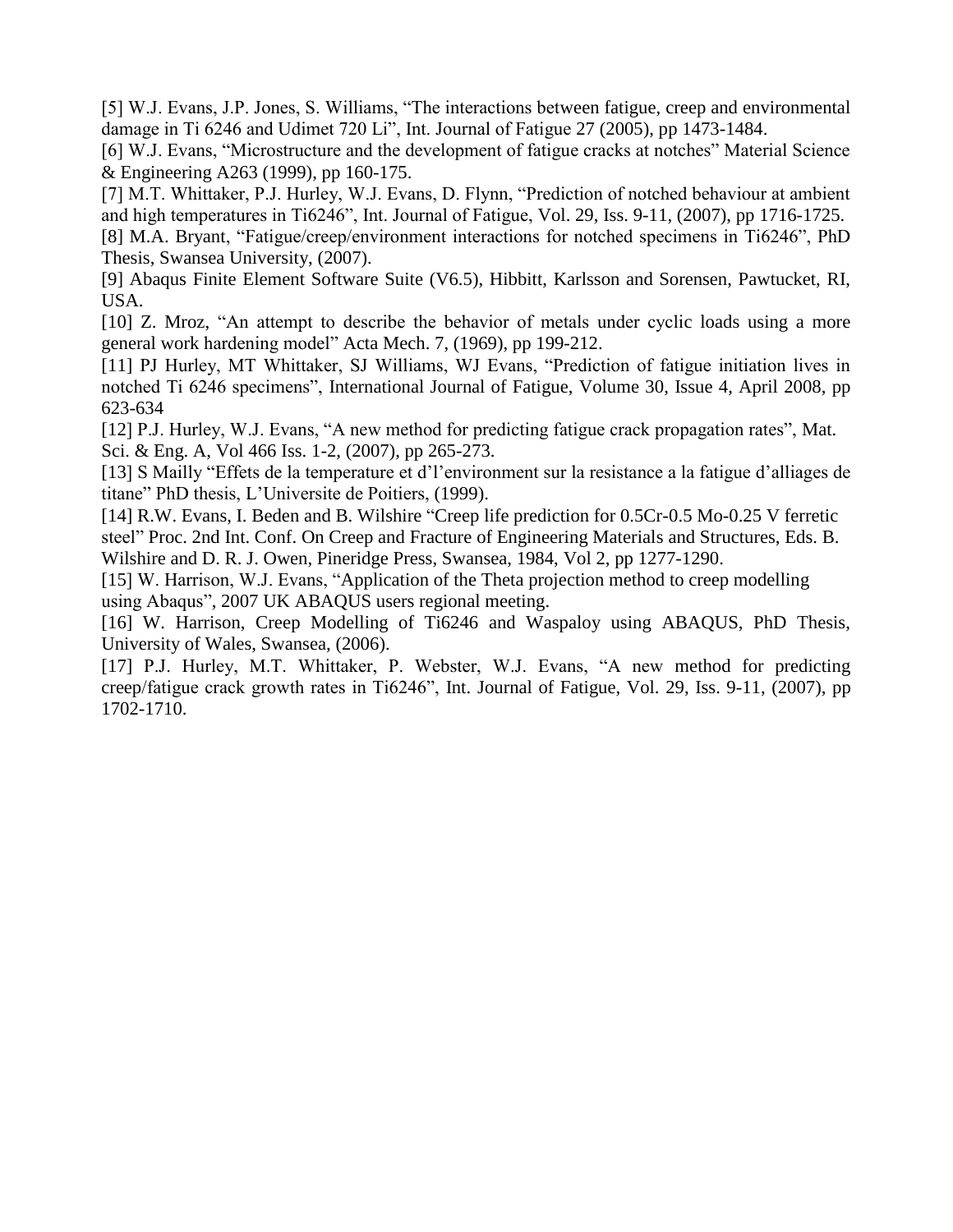[5] W.J. Evans, J.P. Jones, S. Williams, "The interactions between fatigue, creep and environmental damage in Ti 6246 and Udimet 720 Li", Int. Journal of Fatigue 27 (2005), pp 1473-1484.

[6] W.J. Evans, "Microstructure and the development of fatigue cracks at notches" Material Science & Engineering A263 (1999), pp 160-175.

[7] M.T. Whittaker, P.J. Hurley, W.J. Evans, D. Flynn, "Prediction of notched behaviour at ambient and high temperatures in Ti6246", Int. Journal of Fatigue, Vol. 29, Iss. 9-11, (2007), pp 1716-1725.

[8] M.A. Bryant, "Fatigue/creep/environment interactions for notched specimens in Ti6246", PhD Thesis, Swansea University, (2007).

[9] Abaqus Finite Element Software Suite (V6.5), Hibbitt, Karlsson and Sorensen, Pawtucket, RI, USA.

[10] Z. Mroz, "An attempt to describe the behavior of metals under cyclic loads using a more general work hardening model" Acta Mech. 7, (1969), pp 199-212.

[11] PJ Hurley, MT Whittaker, SJ Williams, WJ Evans, "Prediction of fatigue initiation lives in notched Ti 6246 specimens", International Journal of Fatigue, Volume 30, Issue 4, April 2008, pp 623-634

[12] P.J. Hurley, W.J. Evans, "A new method for predicting fatigue crack propagation rates", Mat. Sci. & Eng. A, Vol 466 Iss. 1-2, (2007), pp 265-273.

[13] S Mailly "Effets de la temperature et d'l'environment sur la resistance a la fatigue d'alliages de titane" PhD thesis, L'Universite de Poitiers, (1999).

[14] R.W. Evans, I. Beden and B. Wilshire "Creep life prediction for 0.5Cr-0.5 Mo-0.25 V ferretic steel" Proc. 2nd Int. Conf. On Creep and Fracture of Engineering Materials and Structures, Eds. B. Wilshire and D. R. J. Owen, Pineridge Press, Swansea, 1984, Vol 2, pp 1277-1290.

[15] W. Harrison, W.J. Evans, "Application of the Theta projection method to creep modelling using Abaqus", 2007 UK ABAQUS users regional meeting.

[16] W. Harrison, Creep Modelling of Ti6246 and Waspaloy using ABAQUS, PhD Thesis, University of Wales, Swansea, (2006).

[17] P.J. Hurley, M.T. Whittaker, P. Webster, W.J. Evans, "A new method for predicting creep/fatigue crack growth rates in Ti6246", Int. Journal of Fatigue, Vol. 29, Iss. 9-11, (2007), pp 1702-1710.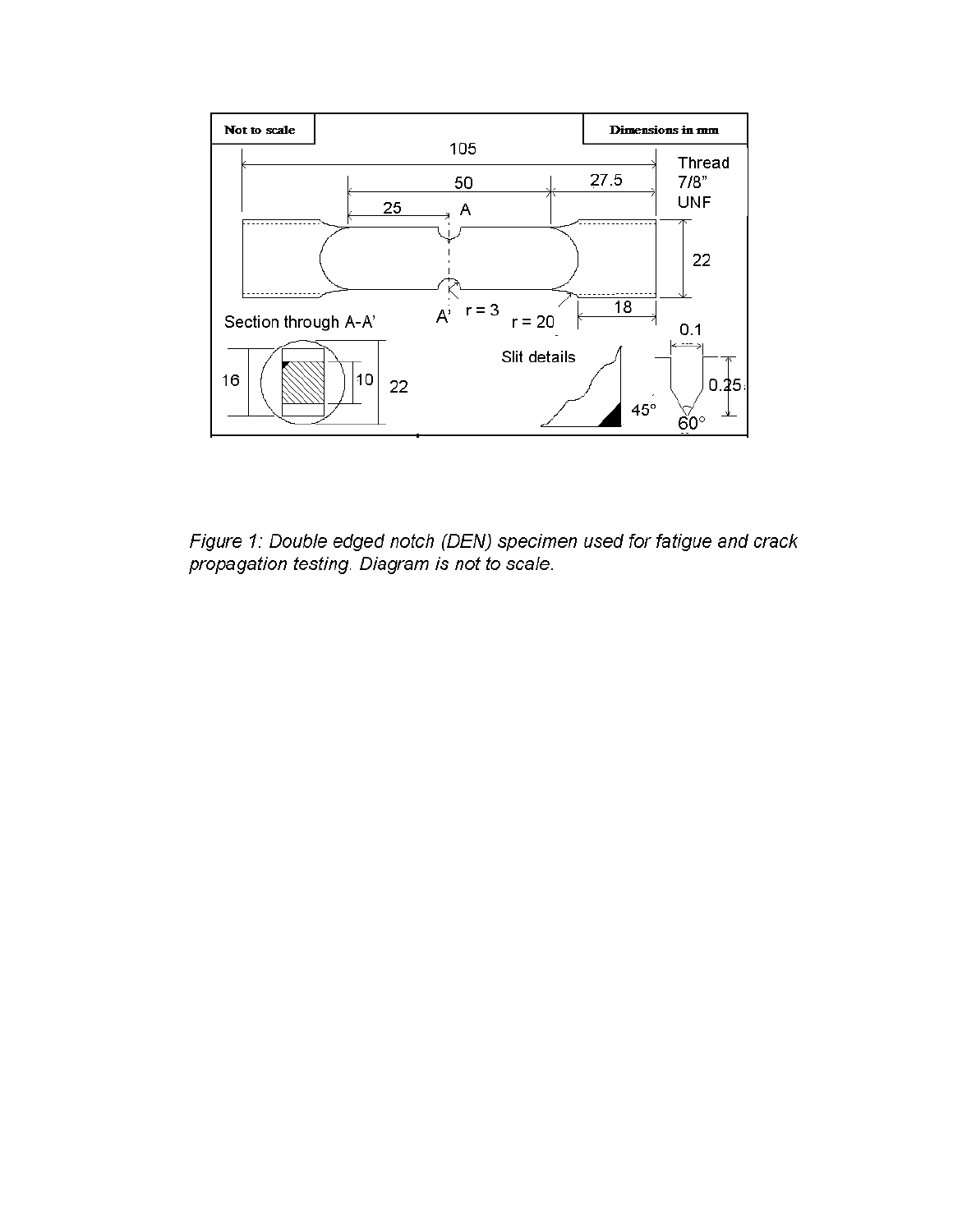| Not to scale | Dimensions in mm |
| --- | --- |

105

50

25

27.5

A

Thread 7/8" UNF

22

18

r = 3

r = 20

A'

Section through A-A'

16

10

22

Slit details

45°

0.1

0.25

60°

*Figure 1: Double edged notch (DEN) specimen used for fatigue and crack propagation testing. Diagram is not to scale.*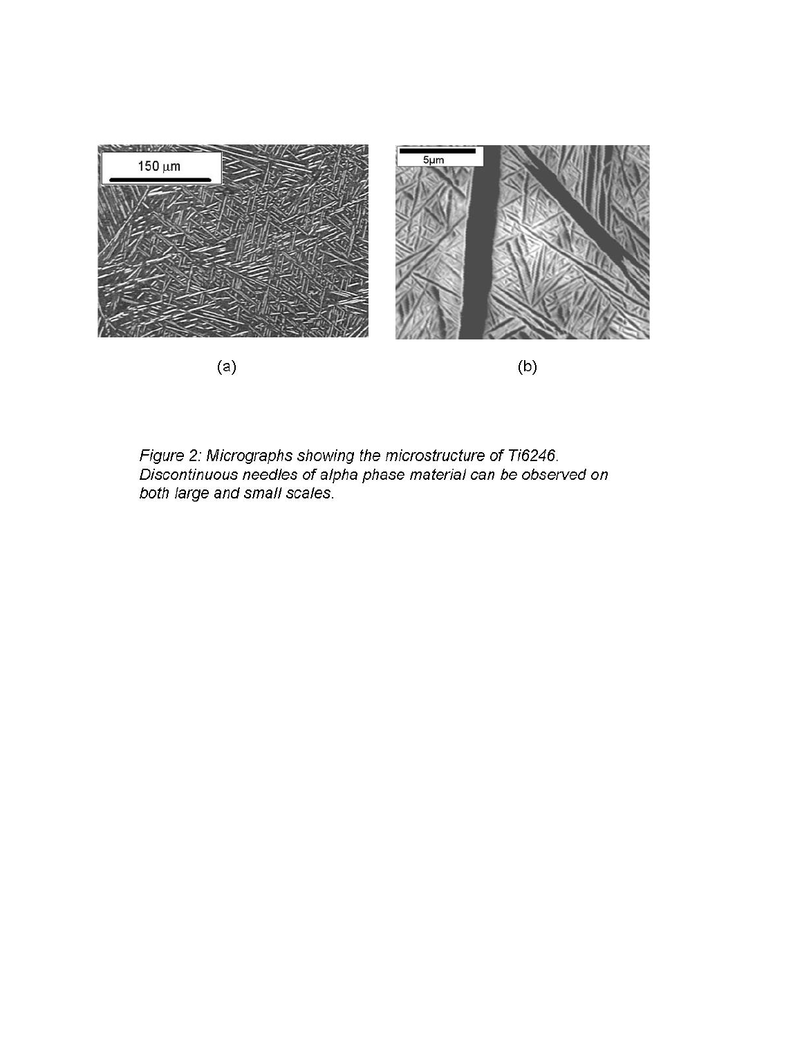(a)

(b)

*Figure 2: Micrographs showing the microstructure of Ti6246. Discontinuous needles of alpha phase material can be observed on both large and small scales.*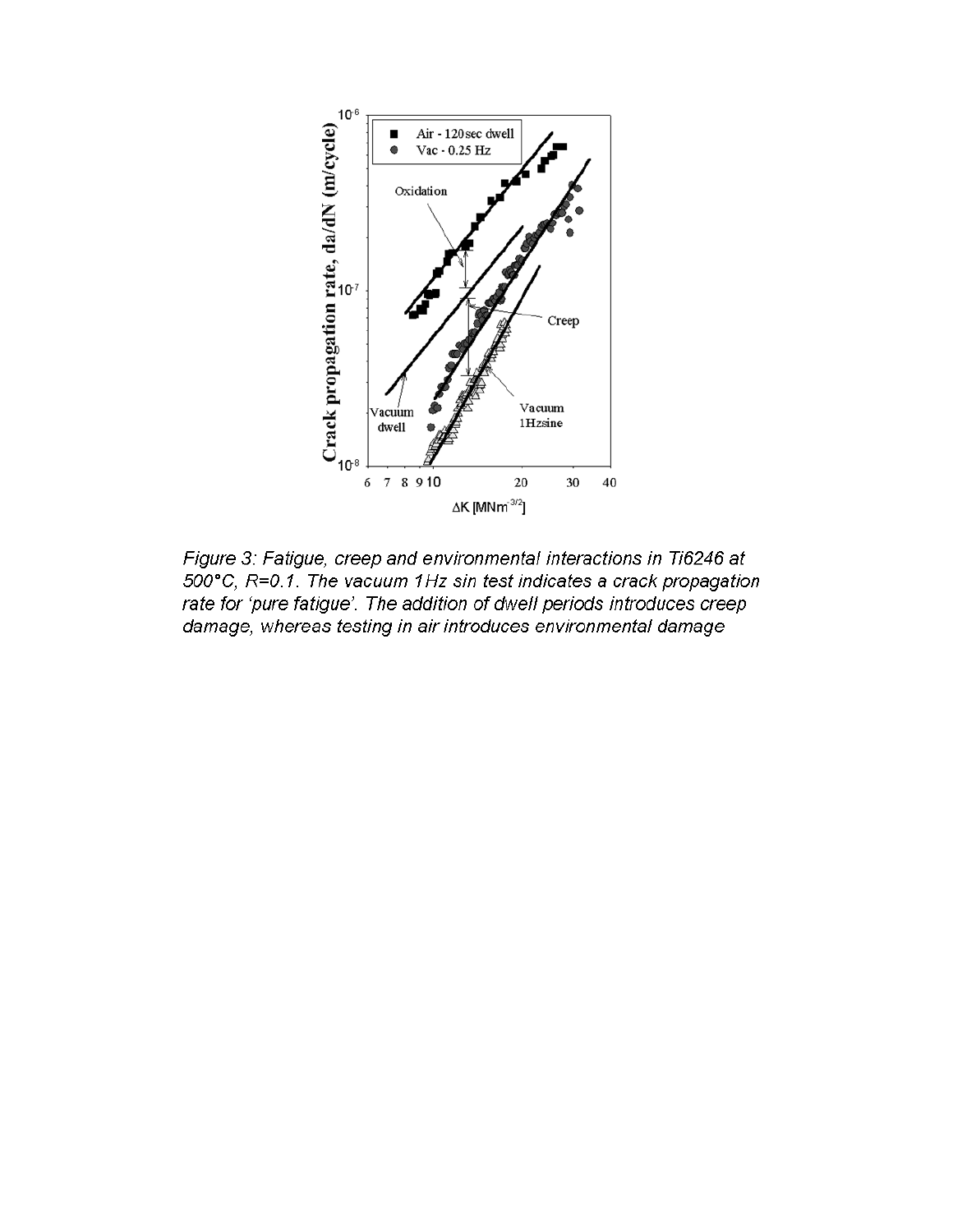*Figure 3: Fatigue, creep and environmental interactions in Ti6246 at 500°C, R=0.1. The vacuum 1Hz sin test indicates a crack propagation rate for 'pure fatigue'. The addition of dwell periods introduces creep damage, whereas testing in air introduces environmental damage*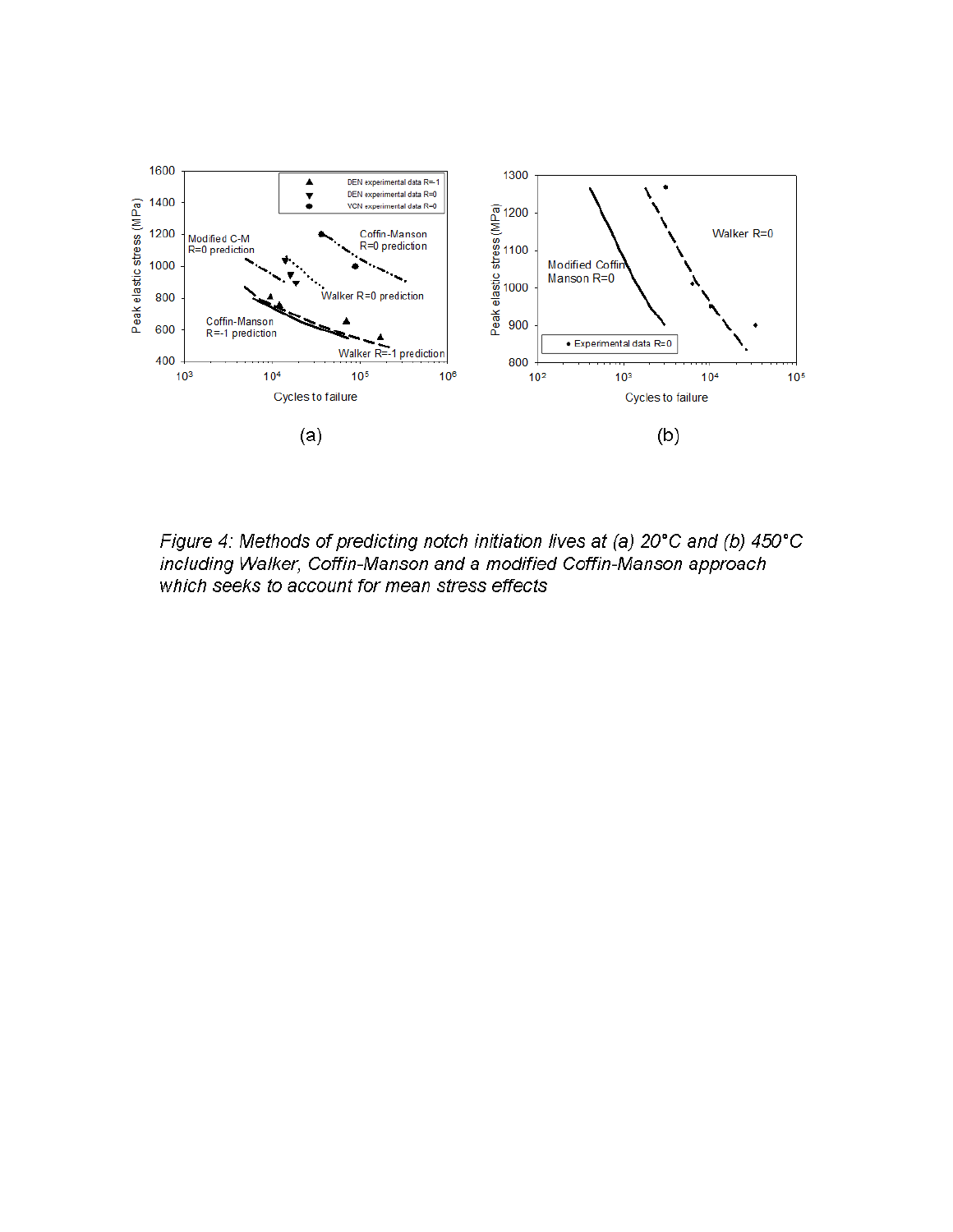Figure 4: Methods of predicting notch initiation lives at (a) 20°C and (b) 450°C including Walker, Coffin-Manson and a modified Coffin-Manson approach which seeks to account for mean stress effects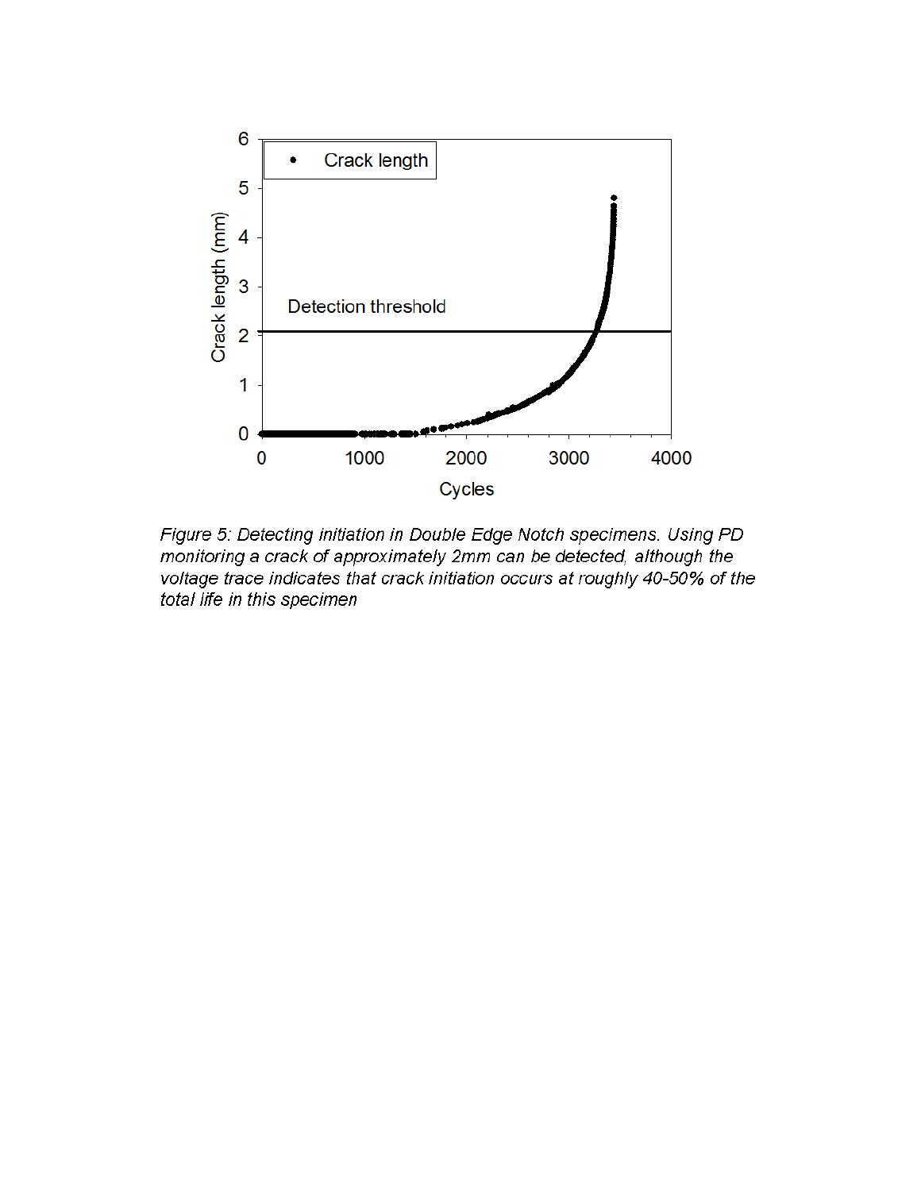*Figure 5: Detecting initiation in Double Edge Notch specimens. Using PD monitoring a crack of approximately 2mm can be detected, although the voltage trace indicates that crack initiation occurs at roughly 40-50% of the total life in this specimen*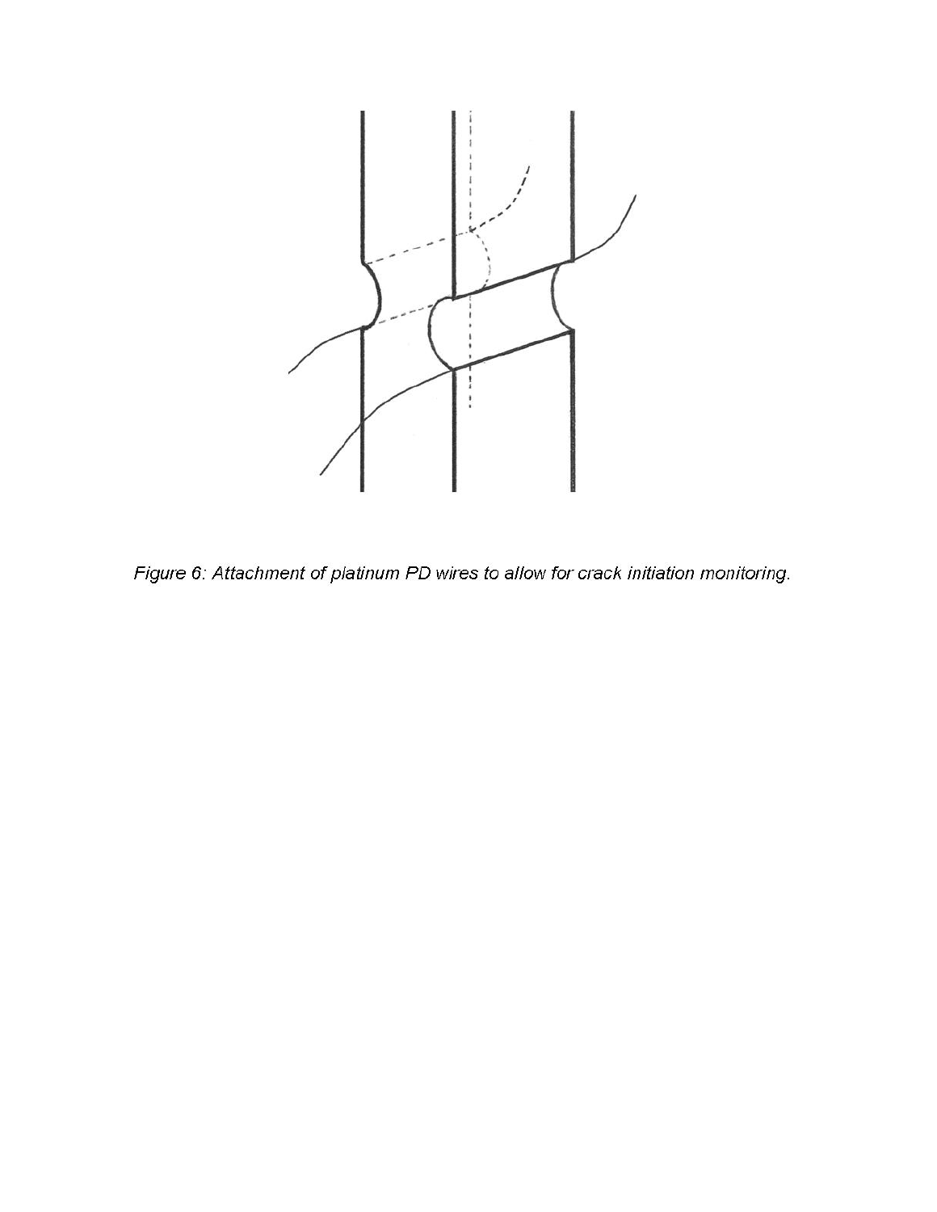*Figure 6: Attachment of platinum PD wires to allow for crack initiation monitoring.*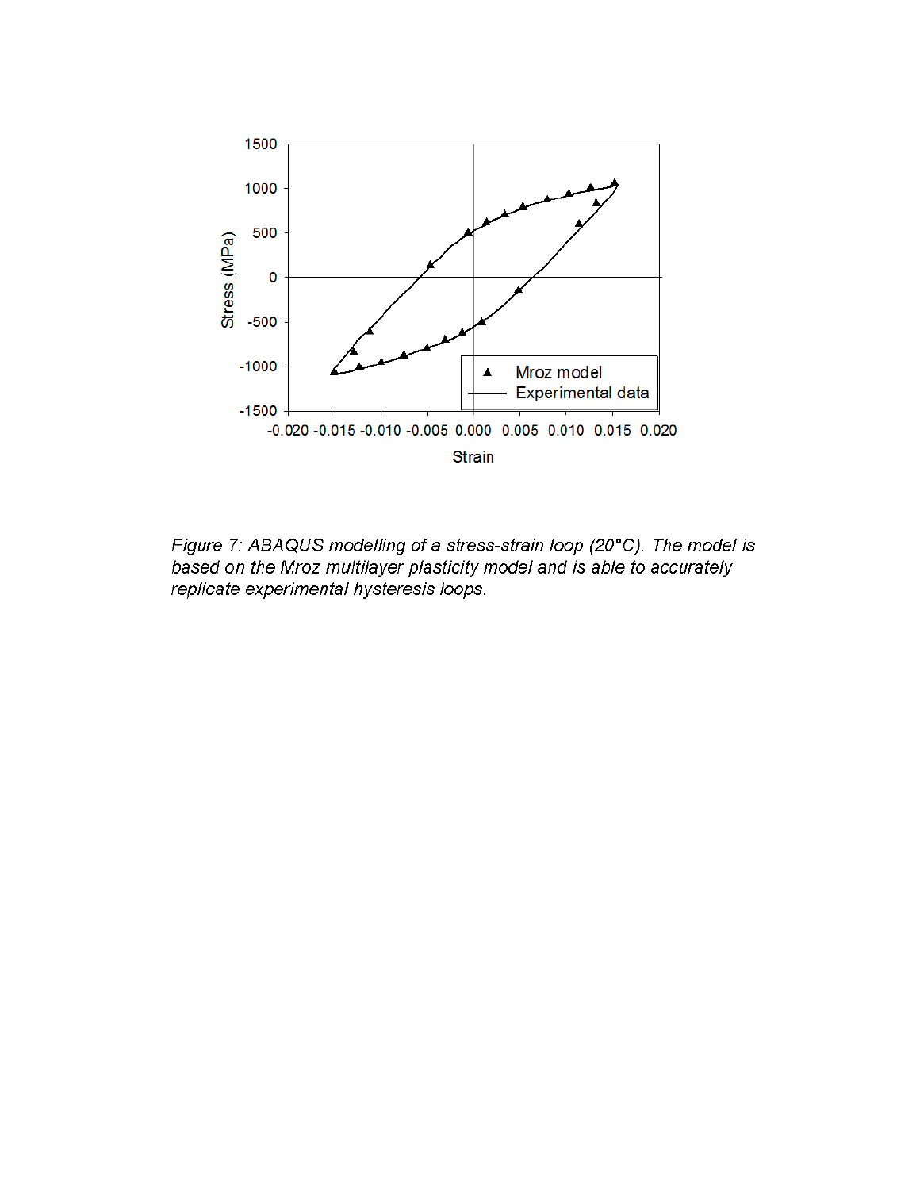*Figure 7: ABAQUS modelling of a stress-strain loop (20°C). The model is based on the Mroz multilayer plasticity model and is able to accurately replicate experimental hysteresis loops.*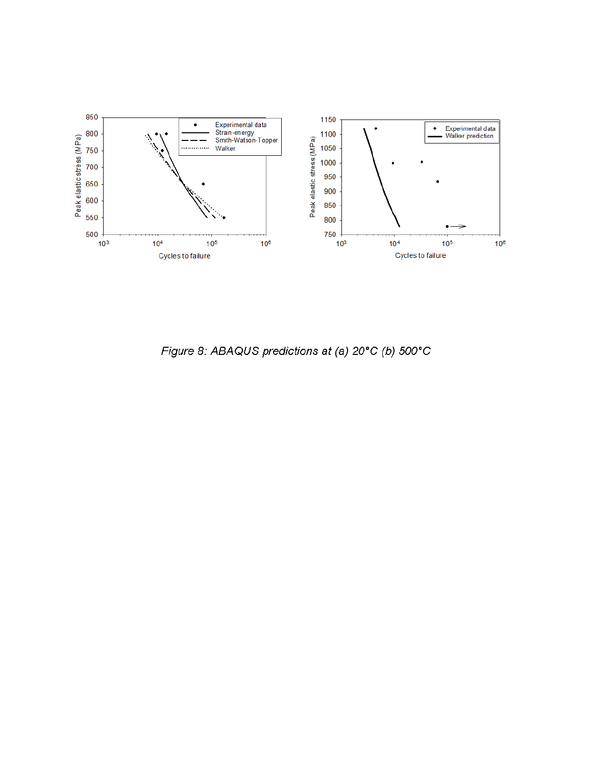Figure 8: ABAQUS predictions at (a) 20°C (b) 500°C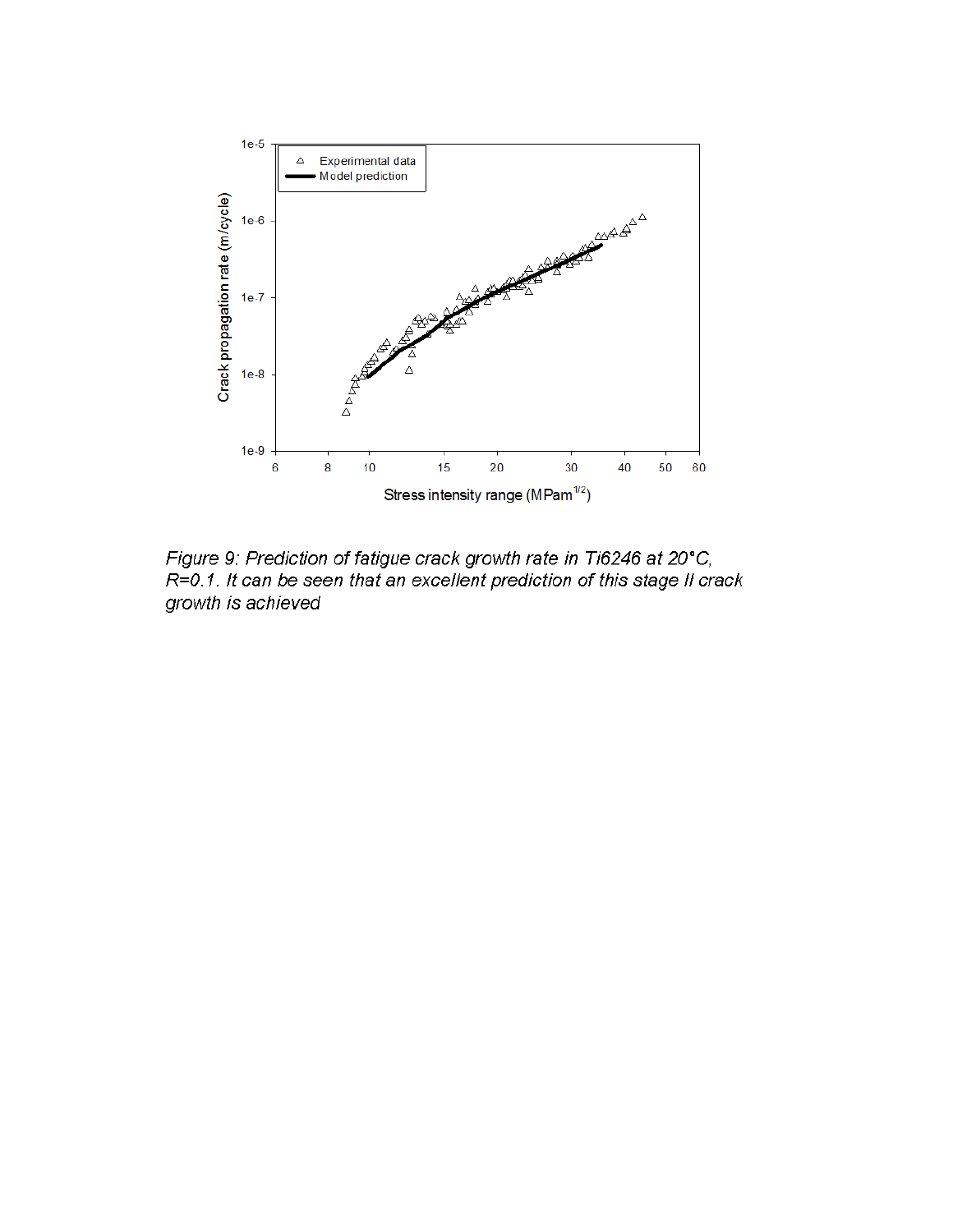*Figure 9: Prediction of fatigue crack growth rate in Ti6246 at 20°C, R=0.1. It can be seen that an excellent prediction of this stage II crack growth is achieved*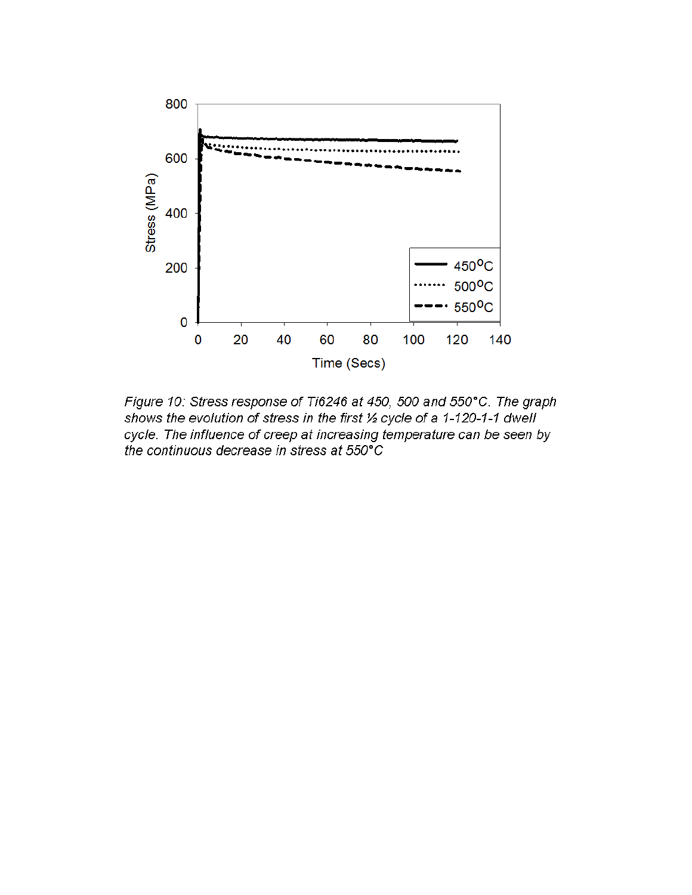*Figure 10: Stress response of Ti6246 at 450, 500 and 550°C. The graph shows the evolution of stress in the first ½ cycle of a 1-120-1-1 dwell cycle. The influence of creep at increasing temperature can be seen by the continuous decrease in stress at 550°C*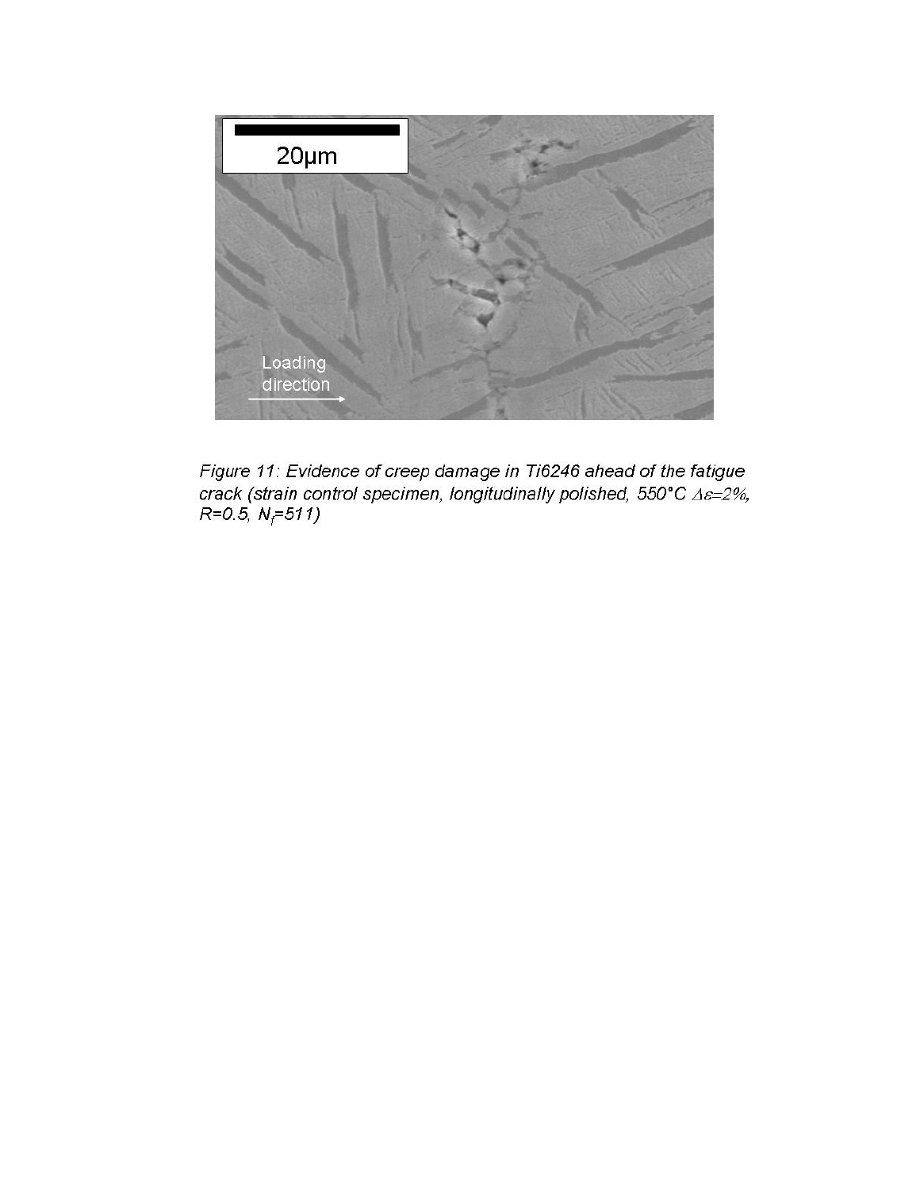*Figure 11: Evidence of creep damage in Ti6246 ahead of the fatigue crack (strain control specimen, longitudinally polished, 550°C $\Delta\varepsilon=2\%$, R=0.5, $N_f$=511)*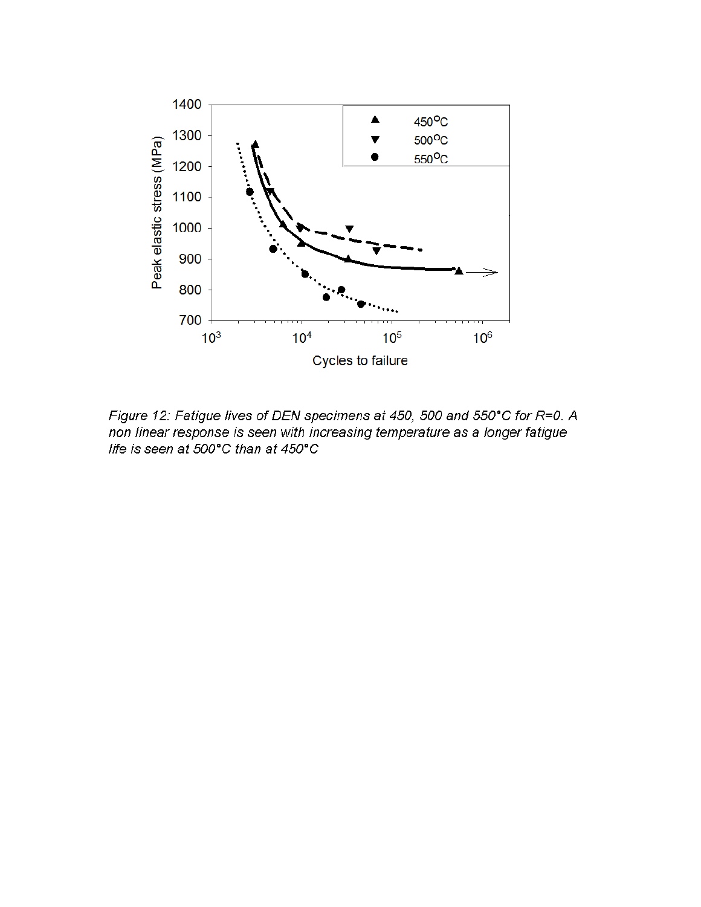Figure 12: Fatigue lives of DEN specimens at 450, 500 and 550°C for R=0. A non linear response is seen with increasing temperature as a longer fatigue life is seen at 500°C than at 450°C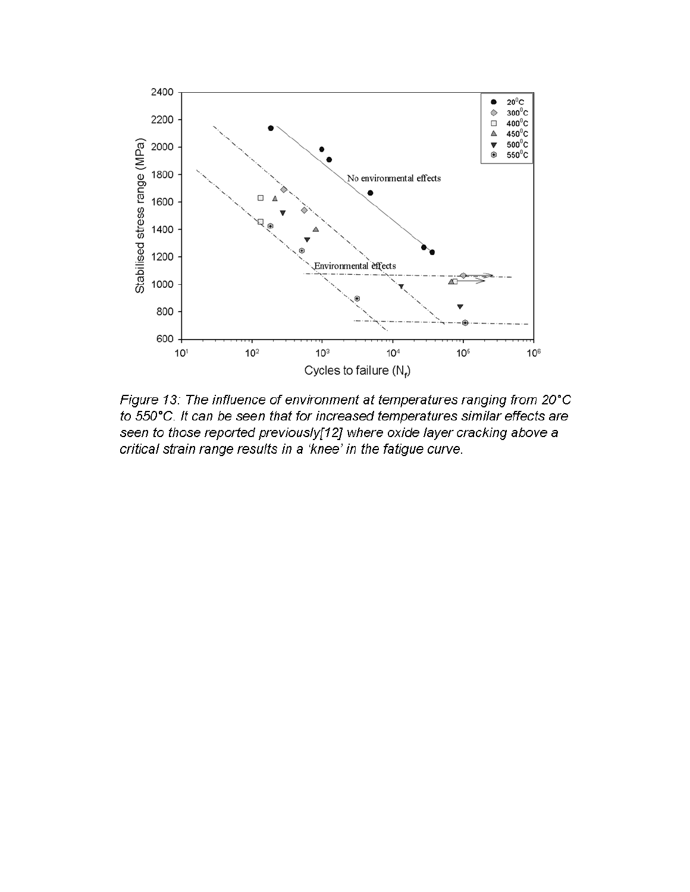Figure 13: The influence of environment at temperatures ranging from 20°C to 550°C. It can be seen that for increased temperatures similar effects are seen to those reported previously[12] where oxide layer cracking above a critical strain range results in a 'knee' in the fatigue curve.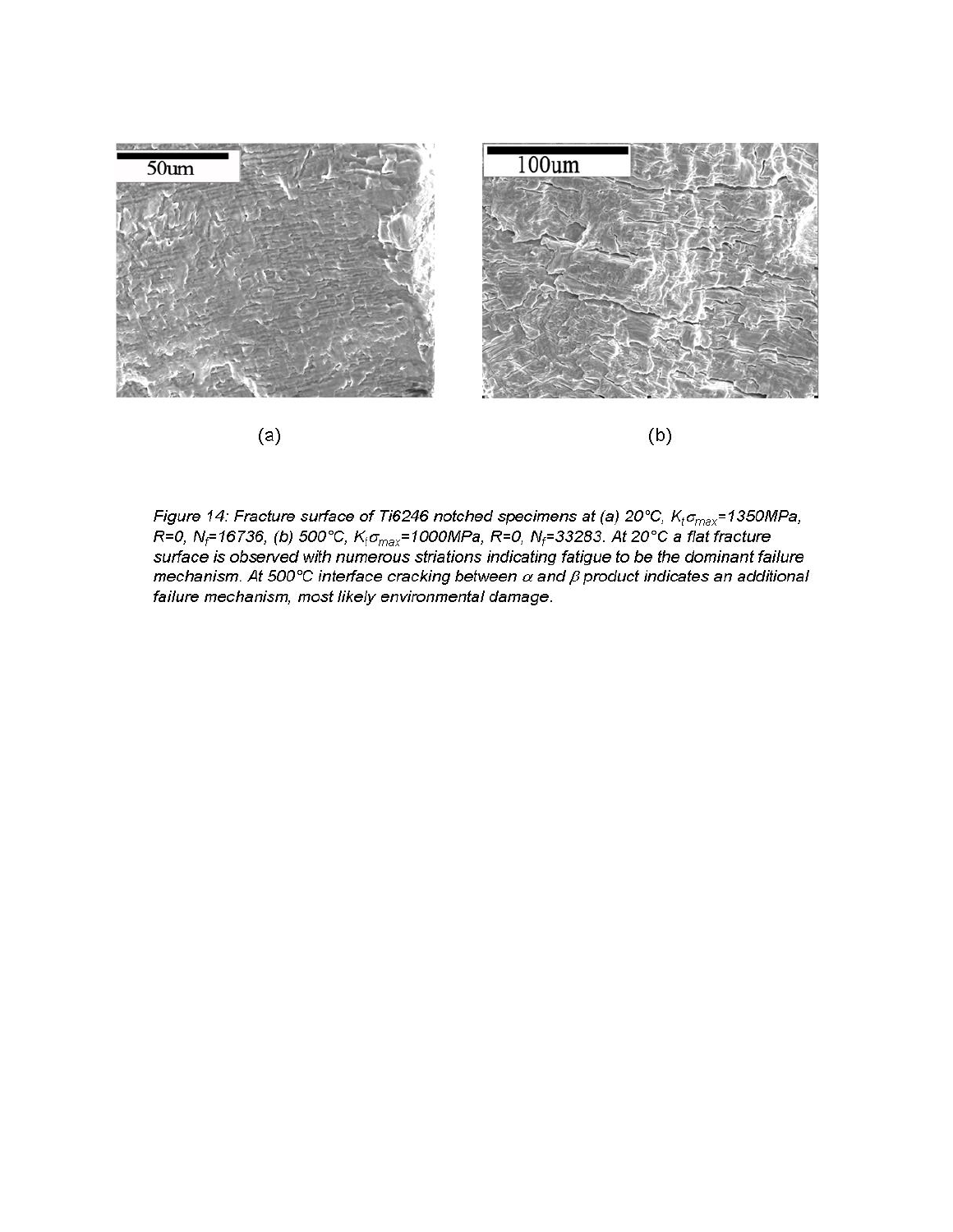(a)

(b)

*Figure 14: Fracture surface of Ti6246 notched specimens at (a) 20°C, $K_t\sigma_{max}$=1350MPa, R=0, $N_f$=16736, (b) 500°C, $K_t\sigma_{max}$=1000MPa, R=0, $N_f$=33283. At 20°C a flat fracture surface is observed with numerous striations indicating fatigue to be the dominant failure mechanism. At 500°C interface cracking between $\alpha$ and $\beta$ product indicates an additional failure mechanism, most likely environmental damage.*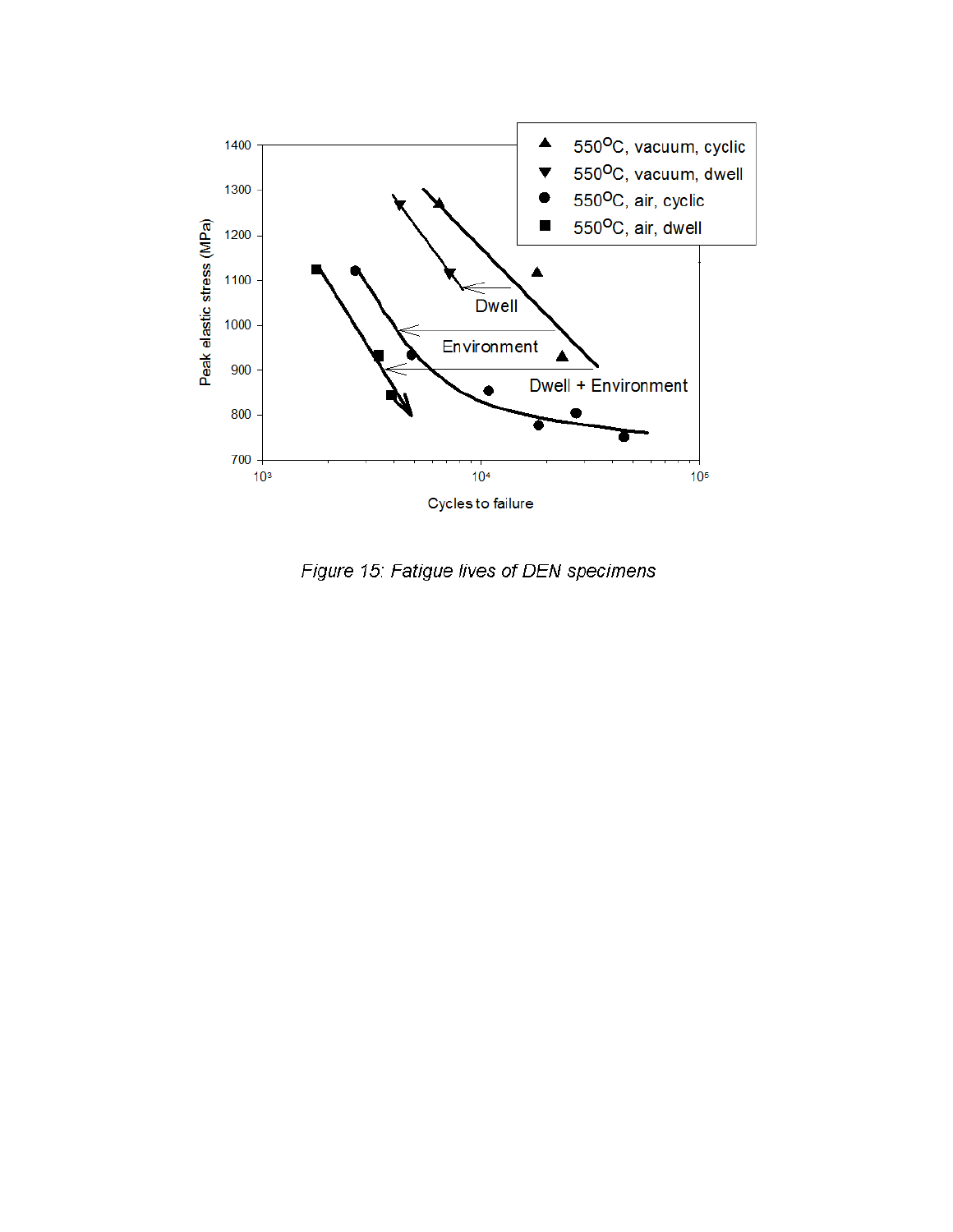*Figure 15: Fatigue lives of DEN specimens*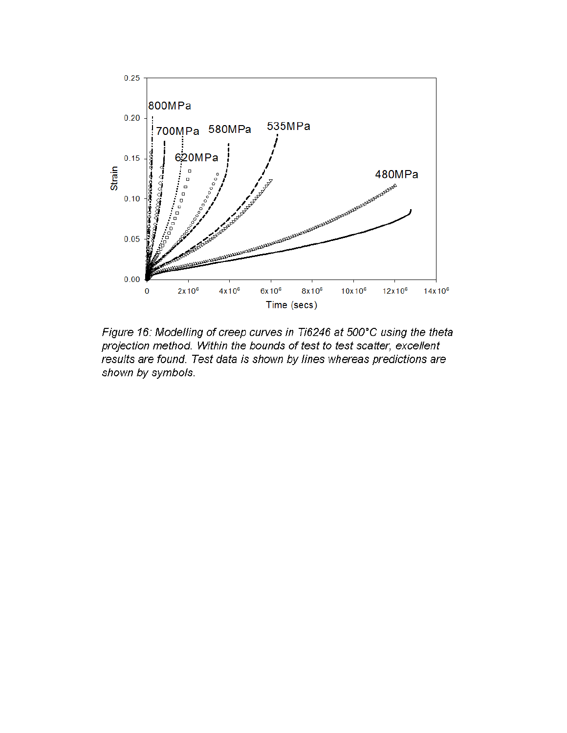*Figure 16: Modelling of creep curves in Ti6246 at 500°C using the theta projection method. Within the bounds of test to test scatter, excellent results are found. Test data is shown by lines whereas predictions are shown by symbols.*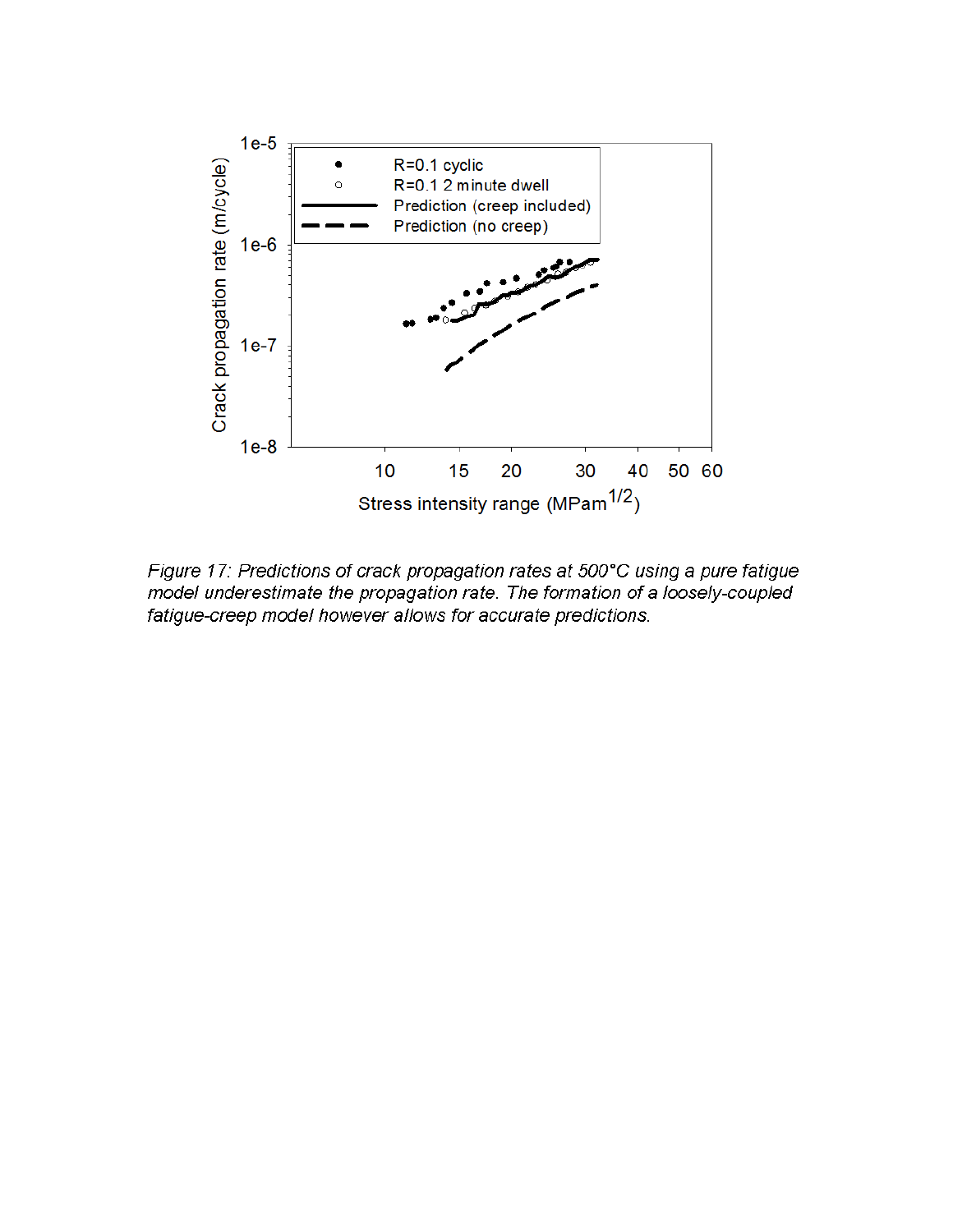1e-5

1e-6

1e-7

1e-8

Crack propagation rate (m/cycle)

R=0.1 cyclic

R=0.1 2 minute dwell

Prediction (creep included)

Prediction (no creep)

10 15 20 30 40 50 60

Stress intensity range (MPam$^{1/2}$)

*Figure 17: Predictions of crack propagation rates at 500°C using a pure fatigue model underestimate the propagation rate. The formation of a loosely-coupled fatigue-creep model however allows for accurate predictions.*